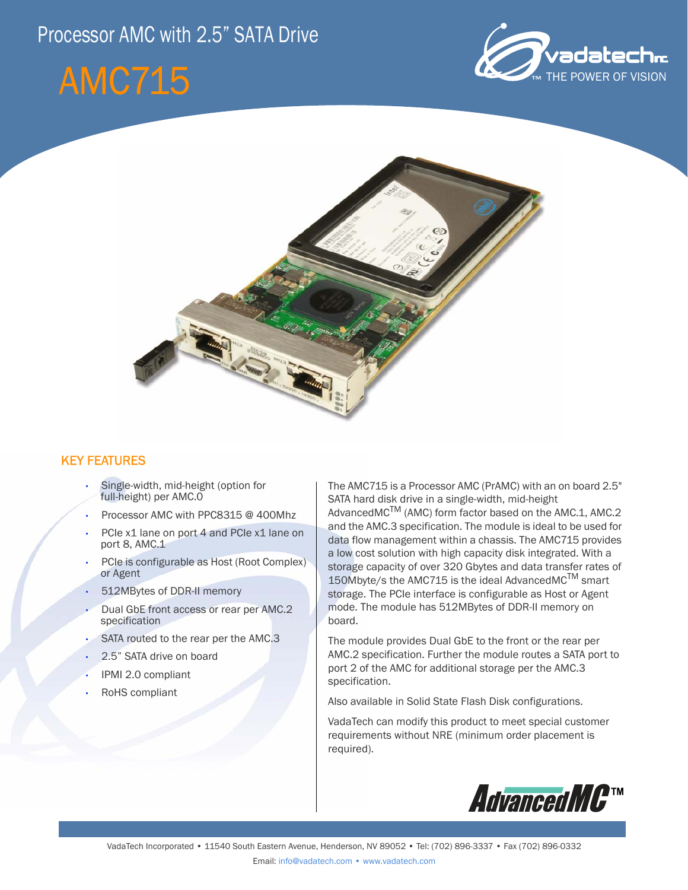# Processor AMC with 2.5" SATA Drive

# AMC715

## KEY FEATURES

- Single-width, mid-height (option for full-height) per AMC.0
- Processor AMC with PPC8315 @ 400Mhz
- PCIe x1 lane on port 4 and PCIe x1 lane on port 8, AMC.1
- PCIe is configurable as Host (Root Complex) or Agent
- 512MBytes of DDR-II memory
- Dual GbE front access or rear per AMC.2 specification
- SATA routed to the rear per the AMC.3
- 2.5" SATA drive on board
- IPMI 2.0 compliant
- RoHS compliant

The AMC715 is a Processor AMC (PrAMC) with an on board 2.5" SATA hard disk drive in a single-width, mid-height AdvancedMC™ (AMC) form factor based on the AMC.1, AMC.2 and the AMC.3 specification. The module is ideal to be used for data flow management within a chassis. The AMC715 provides a low cost solution with high capacity disk integrated. With a storage capacity of over 320 Gbytes and data transfer rates of 150Mbyte/s the AMC715 is the ideal AdvancedMC™ smart storage. The PCIe interface is configurable as Host or Agent mode. The module has 512MBytes of DDR-II memory on board.

The module provides Dual GbE to the front or the rear per AMC.2 specification. Further the module routes a SATA port to port 2 of the AMC for additional storage per the AMC.3 specification.

Also available in Solid State Flash Disk configurations.

VadaTech can modify this product to meet special customer requirements without NRE (minimum order placement is required).

VadaTech Incorporated • 11540 South Eastern Avenue, Henderson, NV 89052 • Tel: (702) 896-3337 • Fax (702) 896-0332

Email: info@vadatech.com • www.vadatech.com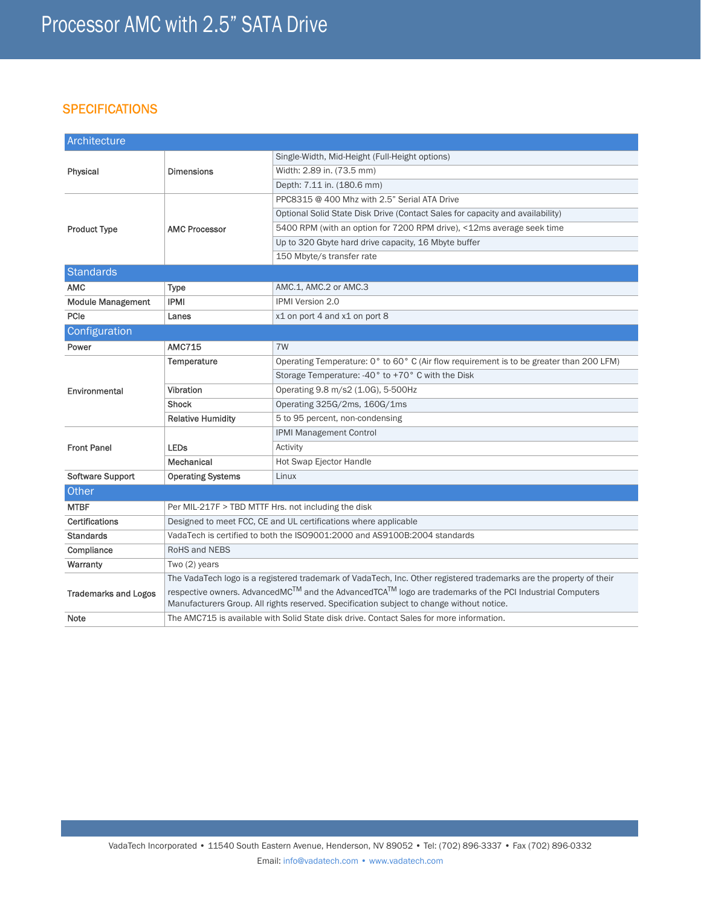# Processor AMC with 2.5" SATA Drive

## SPECIFICATIONS

| Architecture | | |
|---|---|---|
| Physical | Dimensions | Single-Width, Mid-Height (Full-Height options) |
| | | Width: 2.89 in. (73.5 mm) |
| | | Depth: 7.11 in. (180.6 mm) |
| Product Type | AMC Processor | PPC8315 @ 400 Mhz with 2.5" Serial ATA Drive |
| | | Optional Solid State Disk Drive (Contact Sales for capacity and availability) |
| | | 5400 RPM (with an option for 7200 RPM drive), <12ms average seek time |
| | | Up to 320 Gbyte hard drive capacity, 16 Mbyte buffer |
| | | 150 Mbyte/s transfer rate |
| **Standards** | | |
| AMC | Type | AMC.1, AMC.2 or AMC.3 |
| Module Management | IPMI | IPMI Version 2.0 |
| PCIe | Lanes | x1 on port 4 and x1 on port 8 |
| **Configuration** | | |
| Power | AMC715 | 7W |
| Environmental | Temperature | Operating Temperature: 0° to 60° C (Air flow requirement is to be greater than 200 LFM) |
| | | Storage Temperature: -40° to +70° C with the Disk |
| | Vibration | Operating 9.8 m/s2 (1.0G), 5-500Hz |
| | Shock | Operating 325G/2ms, 160G/1ms |
| | Relative Humidity | 5 to 95 percent, non-condensing |
| Front Panel | LEDs | IPMI Management Control |
| | | Activity |
| | Mechanical | Hot Swap Ejector Handle |
| Software Support | Operating Systems | Linux |

| Other | |
|---|---|
| MTBF | Per MIL-217F > TBD MTTF Hrs. not including the disk |
| Certifications | Designed to meet FCC, CE and UL certifications where applicable |
| Standards | VadaTech is certified to both the ISO9001:2000 and AS9100B:2004 standards |
| Compliance | RoHS and NEBS |
| Warranty | Two (2) years |
| Trademarks and Logos | The VadaTech logo is a registered trademark of VadaTech, Inc. Other registered trademarks are the property of their respective owners. AdvancedMC™ and the AdvancedTCA™ logo are trademarks of the PCI Industrial Computers Manufacturers Group. All rights reserved. Specification subject to change without notice. |
| Note | The AMC715 is available with Solid State disk drive. Contact Sales for more information. |

VadaTech Incorporated • 11540 South Eastern Avenue, Henderson, NV 89052 • Tel: (702) 896-3337 • Fax (702) 896-0332

Email: info@vadatech.com • www.vadatech.com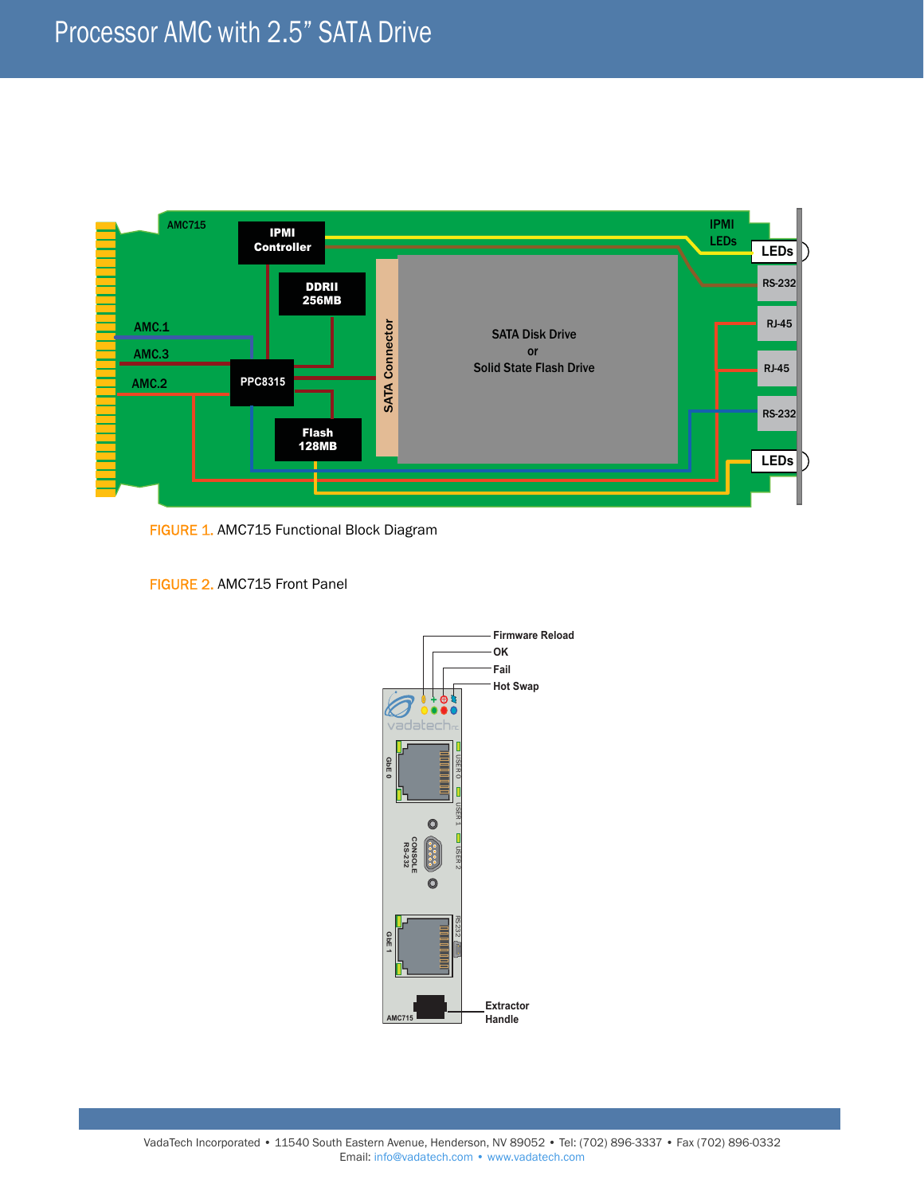# Processor AMC with 2.5" SATA Drive

FIGURE 1. AMC715 Functional Block Diagram

FIGURE 2. AMC715 Front Panel

VadaTech Incorporated • 11540 South Eastern Avenue, Henderson, NV 89052 • Tel: (702) 896-3337 • Fax (702) 896-0332
Email: info@vadatech.com • www.vadatech.com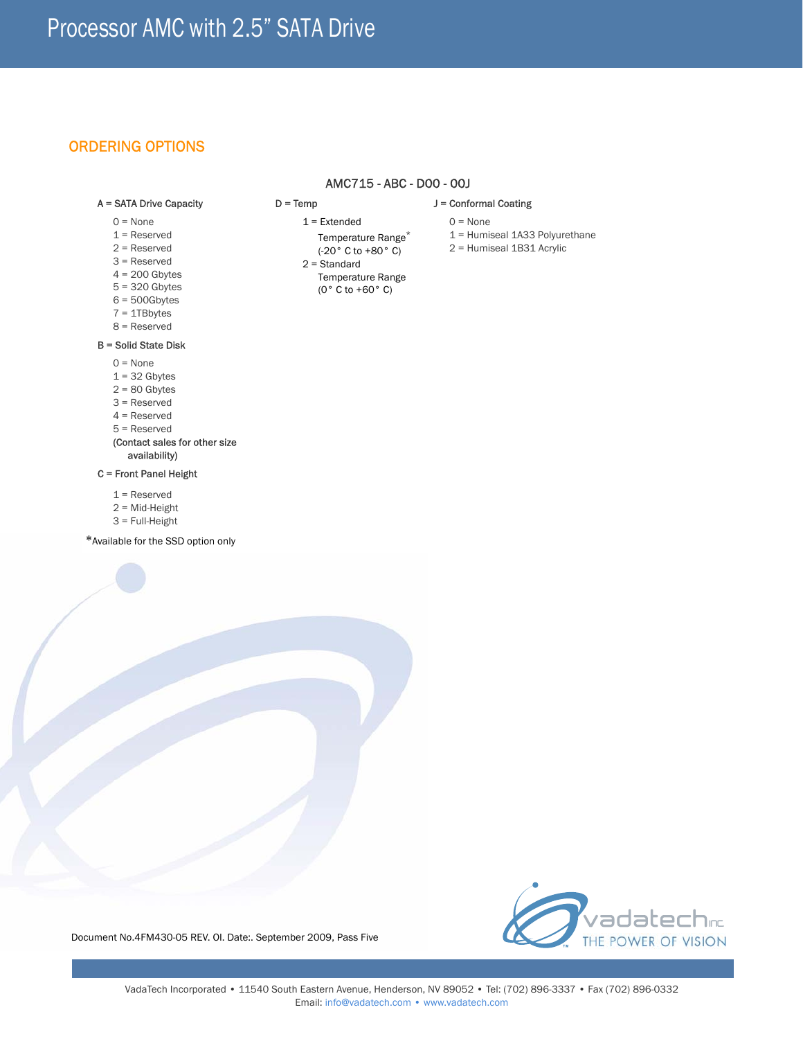## ORDERING OPTIONS

AMC715 - ABC - D00 - 00J

**A = SATA Drive Capacity**

- 0 = None
- 1 = Reserved
- 2 = Reserved
- 3 = Reserved
- 4 = 200 Gbytes
- 5 = 320 Gbytes
- 6 = 500Gbytes
- 7 = 1TBbytes
- 8 = Reserved

**B = Solid State Disk**

- 0 = None
- 1 = 32 Gbytes
- 2 = 80 Gbytes
- 3 = Reserved
- 4 = Reserved
- 5 = Reserved

(Contact sales for other size availability)

**C = Front Panel Height**

- 1 = Reserved
- 2 = Mid-Height
- 3 = Full-Height

*Available for the SSD option only

**D = Temp**

- 1 = Extended Temperature Range* (-20° C to +80° C)
- 2 = Standard Temperature Range (0° C to +60° C)

**J = Conformal Coating**

- 0 = None
- 1 = Humiseal 1A33 Polyurethane
- 2 = Humiseal 1B31 Acrylic

Document No.4FM430-05 REV. OI. Date:. September 2009, Pass Five

vadatech inc
THE POWER OF VISION

VadaTech Incorporated • 11540 South Eastern Avenue, Henderson, NV 89052 • Tel: (702) 896-3337 • Fax (702) 896-0332
Email: info@vadatech.com • www.vadatech.com